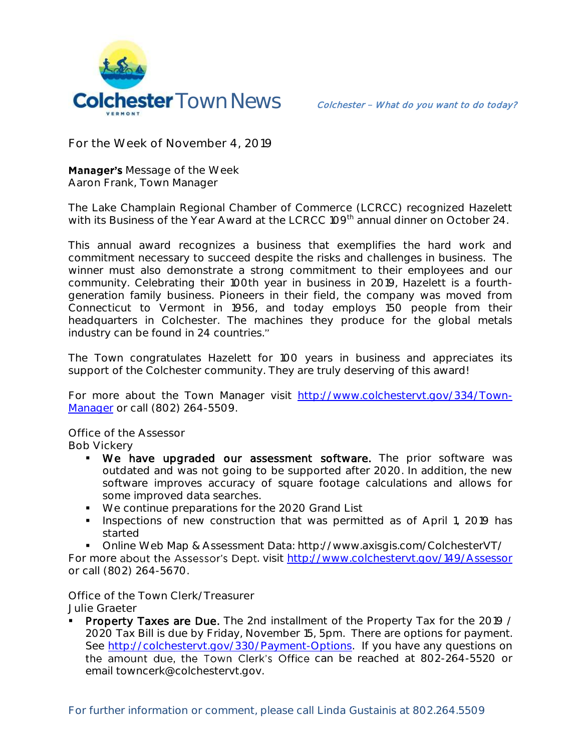Colchester Town News

*Colchester – What do you want to do today?*

For the Week of November 4, 2019

**Manager's** Message of the Week
Aaron Frank, Town Manager

The Lake Champlain Regional Chamber of Commerce (LCRCC) recognized Hazelett with its Business of the Year Award at the LCRCC 109th annual dinner on October 24.

This annual award recognizes a business that exemplifies the hard work and commitment necessary to succeed despite the risks and challenges in business. The winner must also demonstrate a strong commitment to their employees and our community. Celebrating their 100th year in business in 2019, Hazelett is a fourth-generation family business. Pioneers in their field, the company was moved from Connecticut to Vermont in 1956, and today employs 150 people from their headquarters in Colchester. The machines they produce for the global metals industry can be found in 24 countries."

The Town congratulates Hazelett for 100 years in business and appreciates its support of the Colchester community. They are truly deserving of this award!

For more about the Town Manager visit http://www.colchestervt.gov/334/Town-Manager or call (802) 264-5509.

Office of the Assessor
Bob Vickery

- **We have upgraded our assessment software.** The prior software was outdated and was not going to be supported after 2020. In addition, the new software improves accuracy of square footage calculations and allows for some improved data searches.
- We continue preparations for the 2020 Grand List
- Inspections of new construction that was permitted as of April 1, 2019 has started
- Online Web Map & Assessment Data: http://www.axisgis.com/ColchesterVT/

For more about the Assessor's Dept. visit http://www.colchestervt.gov/149/Assessor or call (802) 264-5670.

Office of the Town Clerk/Treasurer
Julie Graeter

- **Property Taxes are Due.** The 2nd installment of the Property Tax for the 2019 / 2020 Tax Bill is due by Friday, November 15, 5pm. There are options for payment. See http://colchestervt.gov/330/Payment-Options. If you have any questions on the amount due, the Town Clerk's Office can be reached at 802-264-5520 or email towncerk@colchestervt.gov.

For further information or comment, please call Linda Gustainis at 802.264.5509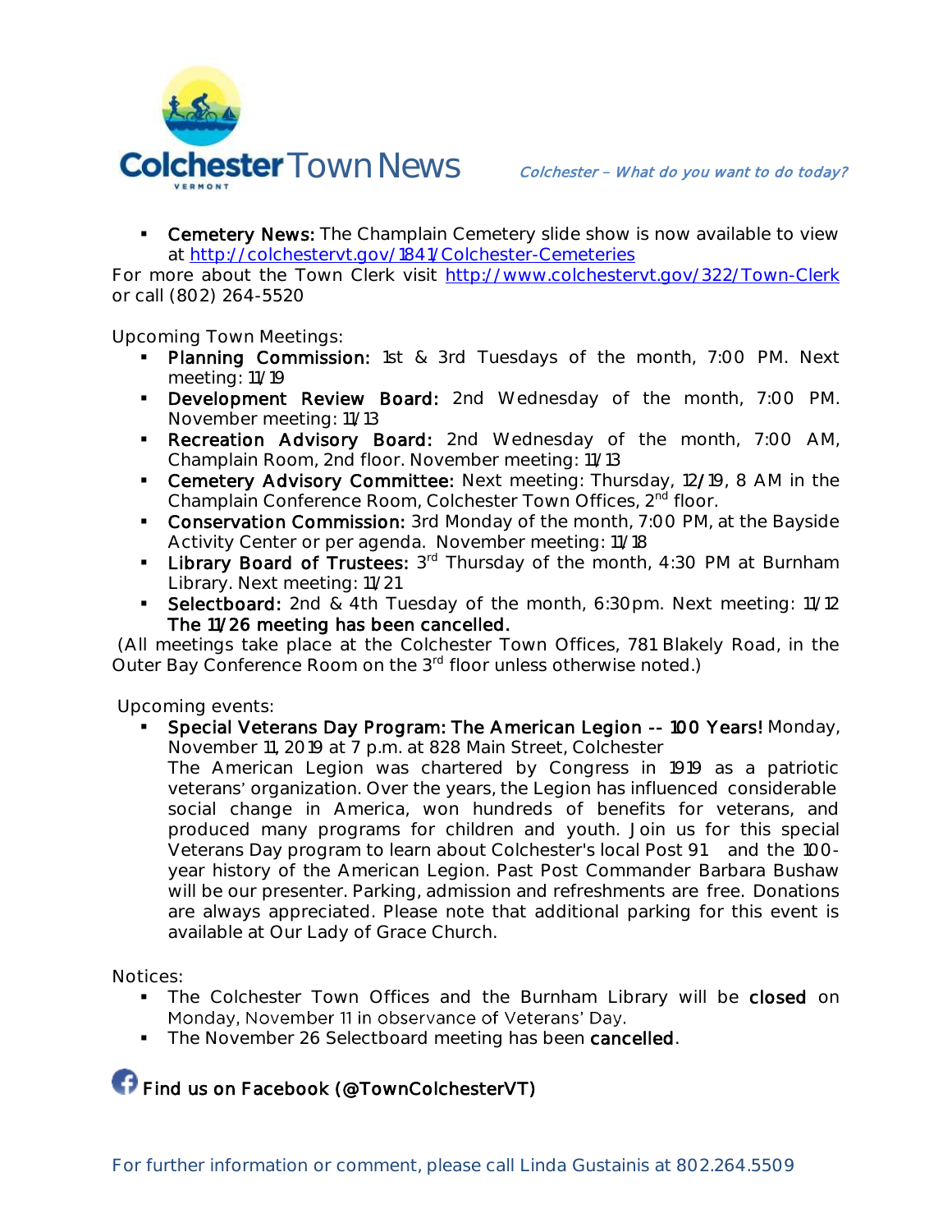- **Cemetery News:** The Champlain Cemetery slide show is now available to view at http://colchestervt.gov/1841/Colchester-Cemeteries

For more about the Town Clerk visit http://www.colchestervt.gov/322/Town-Clerk or call (802) 264-5520

Upcoming Town Meetings:

- **Planning Commission:** 1st & 3rd Tuesdays of the month, 7:00 PM. Next meeting: 11/19
- **Development Review Board:** 2nd Wednesday of the month, 7:00 PM. November meeting: 11/13
- **Recreation Advisory Board:** 2nd Wednesday of the month, 7:00 AM, Champlain Room, 2nd floor. November meeting: 11/13
- **Cemetery Advisory Committee:** Next meeting: Thursday, 12/19, 8 AM in the Champlain Conference Room, Colchester Town Offices, 2nd floor.
- **Conservation Commission:** 3rd Monday of the month, 7:00 PM, at the Bayside Activity Center or per agenda. November meeting: 11/18
- **Library Board of Trustees:** 3rd Thursday of the month, 4:30 PM at Burnham Library. Next meeting: 11/21
- **Selectboard:** 2nd & 4th Tuesday of the month, 6:30pm. Next meeting: 11/12 **The 11/26 meeting has been cancelled.**

(All meetings take place at the Colchester Town Offices, 781 Blakely Road, in the Outer Bay Conference Room on the 3rd floor unless otherwise noted.)

Upcoming events:

- **Special Veterans Day Program: The American Legion -- 100 Years!** Monday, November 11, 2019 at 7 p.m. at 828 Main Street, Colchester
  The American Legion was chartered by Congress in 1919 as a patriotic veterans' organization. Over the years, the Legion has influenced considerable social change in America, won hundreds of benefits for veterans, and produced many programs for children and youth. Join us for this special Veterans Day program to learn about Colchester's local Post 91 and the 100-year history of the American Legion. Past Post Commander Barbara Bushaw will be our presenter. Parking, admission and refreshments are free. Donations are always appreciated. Please note that additional parking for this event is available at Our Lady of Grace Church.

Notices:

- The Colchester Town Offices and the Burnham Library will be **closed** on Monday, November 11 in observance of Veterans' Day.
- The November 26 Selectboard meeting has been **cancelled**.

**Find us on Facebook (@TownColchesterVT)**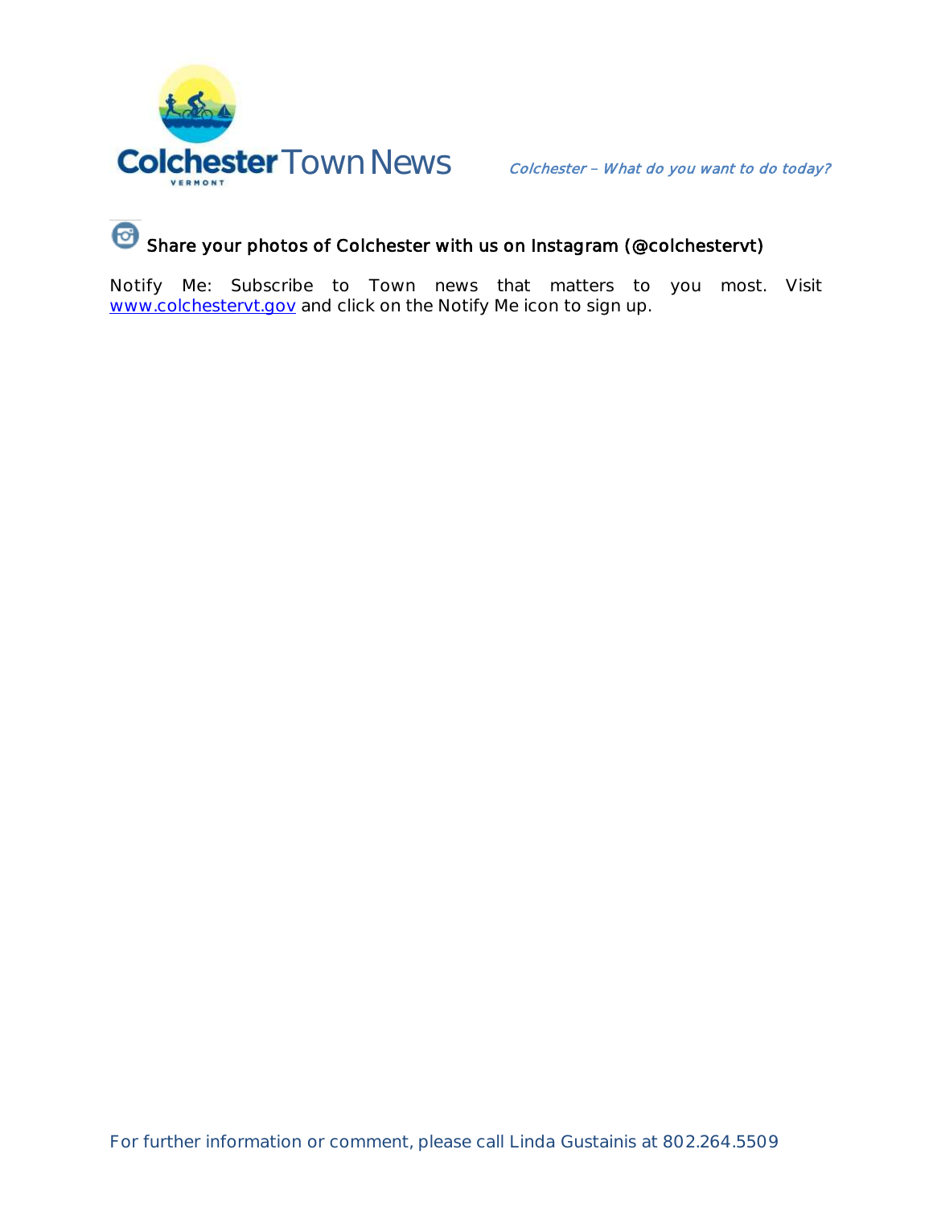Colchester Town News

VERMONT

*Colchester – What do you want to do today?*

Share your photos of Colchester with us on Instagram (@colchestervt)

Notify Me: Subscribe to Town news that matters to you most. Visit [www.colchestervt.gov](http://www.colchestervt.gov) and click on the Notify Me icon to sign up.

For further information or comment, please call Linda Gustainis at 802.264.5509